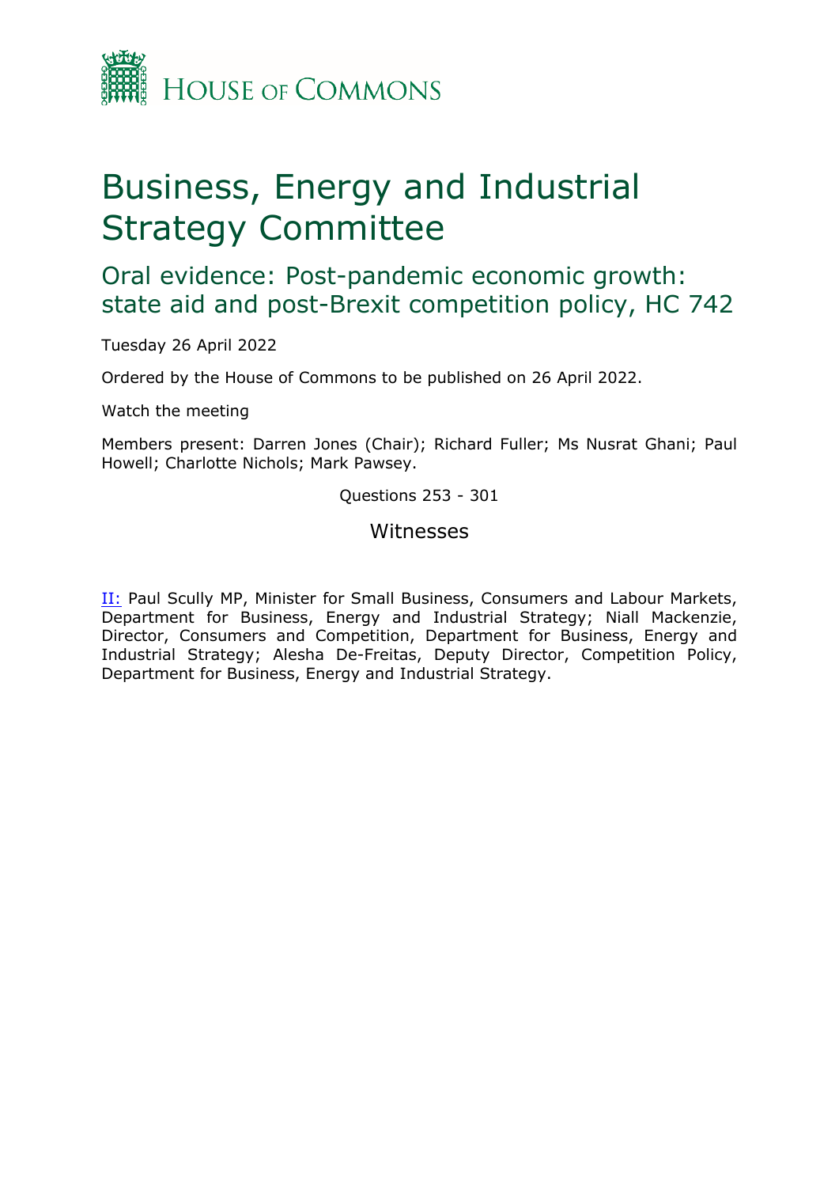HOUSE OF COMMONS

# Business, Energy and Industrial Strategy Committee

## Oral evidence: Post-pandemic economic growth: state aid and post-Brexit competition policy, HC 742

Tuesday 26 April 2022

Ordered by the House of Commons to be published on 26 April 2022.

Watch the meeting

Members present: Darren Jones (Chair); Richard Fuller; Ms Nusrat Ghani; Paul Howell; Charlotte Nichols; Mark Pawsey.

Questions 253 - 301

### Witnesses

II: Paul Scully MP, Minister for Small Business, Consumers and Labour Markets, Department for Business, Energy and Industrial Strategy; Niall Mackenzie, Director, Consumers and Competition, Department for Business, Energy and Industrial Strategy; Alesha De-Freitas, Deputy Director, Competition Policy, Department for Business, Energy and Industrial Strategy.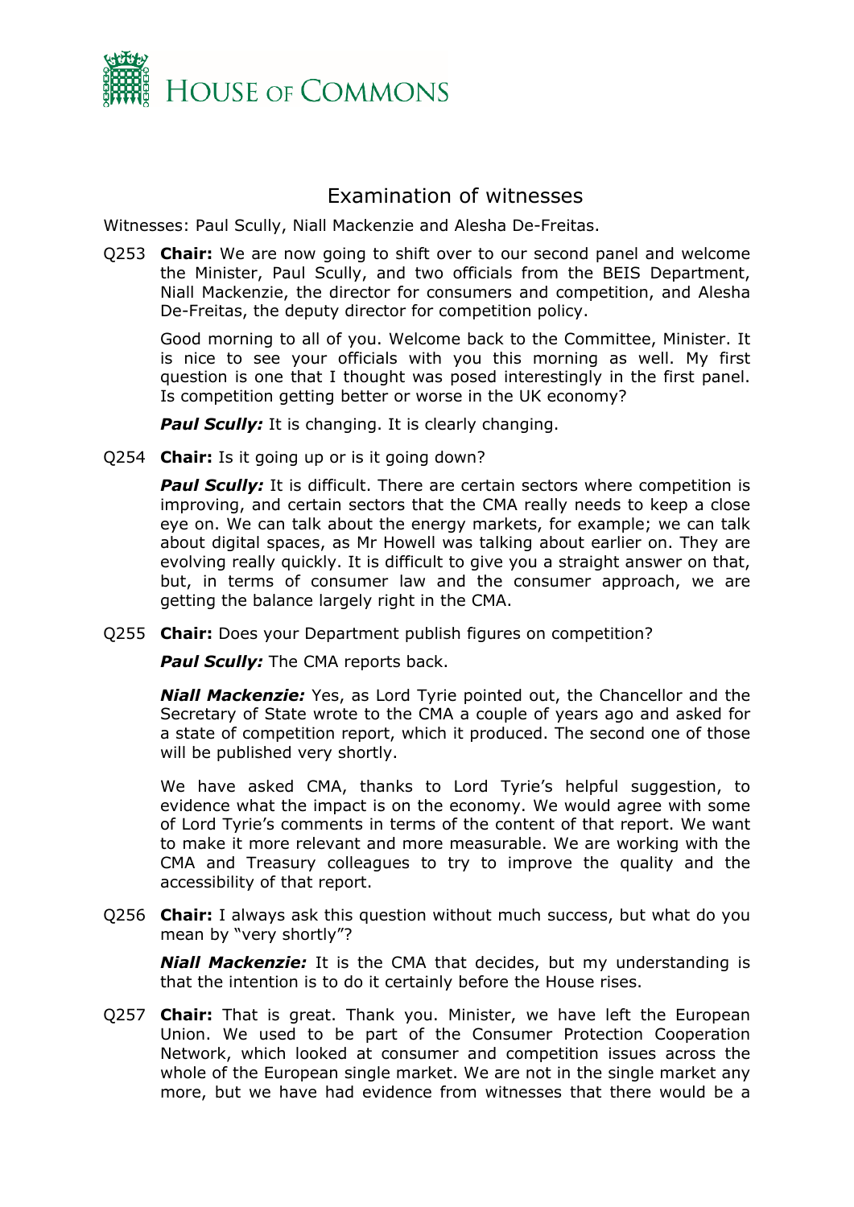# Examination of witnesses

Witnesses: Paul Scully, Niall Mackenzie and Alesha De-Freitas.

Q253 **Chair:** We are now going to shift over to our second panel and welcome the Minister, Paul Scully, and two officials from the BEIS Department, Niall Mackenzie, the director for consumers and competition, and Alesha De-Freitas, the deputy director for competition policy.

Good morning to all of you. Welcome back to the Committee, Minister. It is nice to see your officials with you this morning as well. My first question is one that I thought was posed interestingly in the first panel. Is competition getting better or worse in the UK economy?

***Paul Scully:*** It is changing. It is clearly changing.

Q254 **Chair:** Is it going up or is it going down?

***Paul Scully:*** It is difficult. There are certain sectors where competition is improving, and certain sectors that the CMA really needs to keep a close eye on. We can talk about the energy markets, for example; we can talk about digital spaces, as Mr Howell was talking about earlier on. They are evolving really quickly. It is difficult to give you a straight answer on that, but, in terms of consumer law and the consumer approach, we are getting the balance largely right in the CMA.

Q255 **Chair:** Does your Department publish figures on competition?

***Paul Scully:*** The CMA reports back.

***Niall Mackenzie:*** Yes, as Lord Tyrie pointed out, the Chancellor and the Secretary of State wrote to the CMA a couple of years ago and asked for a state of competition report, which it produced. The second one of those will be published very shortly.

We have asked CMA, thanks to Lord Tyrie's helpful suggestion, to evidence what the impact is on the economy. We would agree with some of Lord Tyrie's comments in terms of the content of that report. We want to make it more relevant and more measurable. We are working with the CMA and Treasury colleagues to try to improve the quality and the accessibility of that report.

Q256 **Chair:** I always ask this question without much success, but what do you mean by "very shortly"?

***Niall Mackenzie:*** It is the CMA that decides, but my understanding is that the intention is to do it certainly before the House rises.

Q257 **Chair:** That is great. Thank you. Minister, we have left the European Union. We used to be part of the Consumer Protection Cooperation Network, which looked at consumer and competition issues across the whole of the European single market. We are not in the single market any more, but we have had evidence from witnesses that there would be a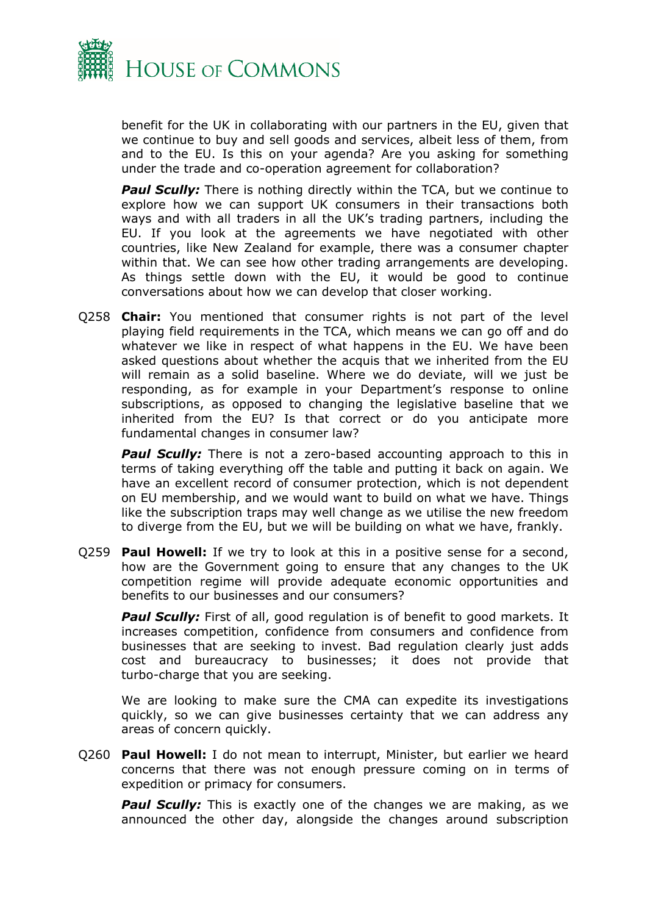benefit for the UK in collaborating with our partners in the EU, given that we continue to buy and sell goods and services, albeit less of them, from and to the EU. Is this on your agenda? Are you asking for something under the trade and co-operation agreement for collaboration?

***Paul Scully:*** There is nothing directly within the TCA, but we continue to explore how we can support UK consumers in their transactions both ways and with all traders in all the UK's trading partners, including the EU. If you look at the agreements we have negotiated with other countries, like New Zealand for example, there was a consumer chapter within that. We can see how other trading arrangements are developing. As things settle down with the EU, it would be good to continue conversations about how we can develop that closer working.

Q258 **Chair:** You mentioned that consumer rights is not part of the level playing field requirements in the TCA, which means we can go off and do whatever we like in respect of what happens in the EU. We have been asked questions about whether the acquis that we inherited from the EU will remain as a solid baseline. Where we do deviate, will we just be responding, as for example in your Department's response to online subscriptions, as opposed to changing the legislative baseline that we inherited from the EU? Is that correct or do you anticipate more fundamental changes in consumer law?

***Paul Scully:*** There is not a zero-based accounting approach to this in terms of taking everything off the table and putting it back on again. We have an excellent record of consumer protection, which is not dependent on EU membership, and we would want to build on what we have. Things like the subscription traps may well change as we utilise the new freedom to diverge from the EU, but we will be building on what we have, frankly.

Q259 **Paul Howell:** If we try to look at this in a positive sense for a second, how are the Government going to ensure that any changes to the UK competition regime will provide adequate economic opportunities and benefits to our businesses and our consumers?

***Paul Scully:*** First of all, good regulation is of benefit to good markets. It increases competition, confidence from consumers and confidence from businesses that are seeking to invest. Bad regulation clearly just adds cost and bureaucracy to businesses; it does not provide that turbo-charge that you are seeking.

We are looking to make sure the CMA can expedite its investigations quickly, so we can give businesses certainty that we can address any areas of concern quickly.

Q260 **Paul Howell:** I do not mean to interrupt, Minister, but earlier we heard concerns that there was not enough pressure coming on in terms of expedition or primacy for consumers.

***Paul Scully:*** This is exactly one of the changes we are making, as we announced the other day, alongside the changes around subscription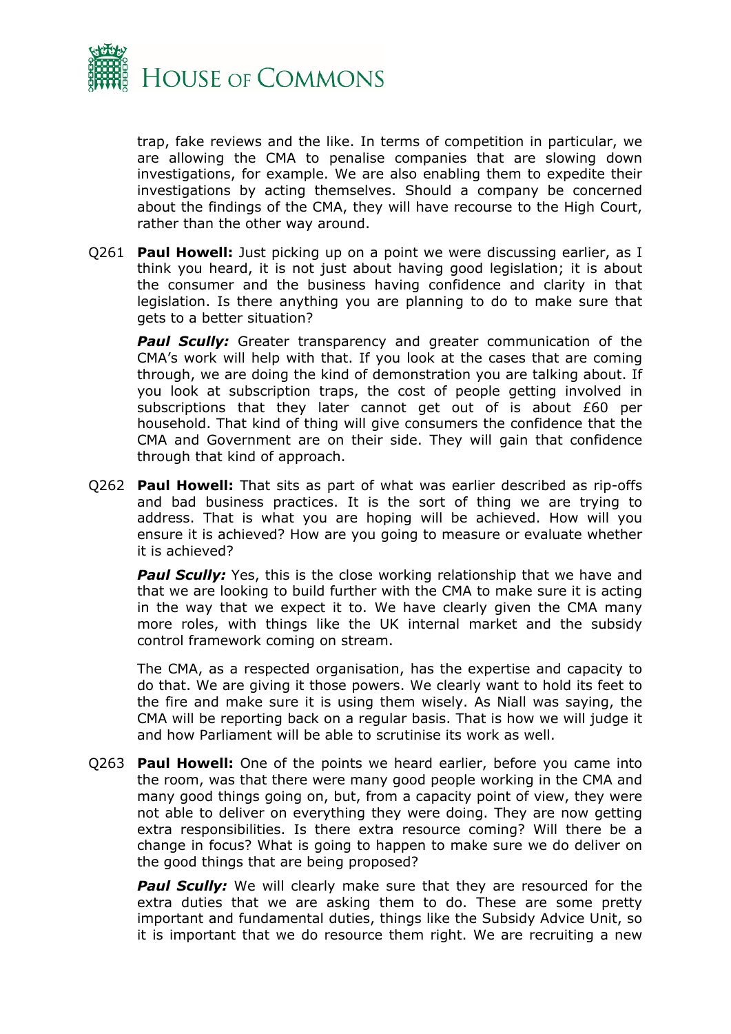trap, fake reviews and the like. In terms of competition in particular, we are allowing the CMA to penalise companies that are slowing down investigations, for example. We are also enabling them to expedite their investigations by acting themselves. Should a company be concerned about the findings of the CMA, they will have recourse to the High Court, rather than the other way around.

Q261 **Paul Howell:** Just picking up on a point we were discussing earlier, as I think you heard, it is not just about having good legislation; it is about the consumer and the business having confidence and clarity in that legislation. Is there anything you are planning to do to make sure that gets to a better situation?

***Paul Scully:*** Greater transparency and greater communication of the CMA's work will help with that. If you look at the cases that are coming through, we are doing the kind of demonstration you are talking about. If you look at subscription traps, the cost of people getting involved in subscriptions that they later cannot get out of is about £60 per household. That kind of thing will give consumers the confidence that the CMA and Government are on their side. They will gain that confidence through that kind of approach.

Q262 **Paul Howell:** That sits as part of what was earlier described as rip-offs and bad business practices. It is the sort of thing we are trying to address. That is what you are hoping will be achieved. How will you ensure it is achieved? How are you going to measure or evaluate whether it is achieved?

***Paul Scully:*** Yes, this is the close working relationship that we have and that we are looking to build further with the CMA to make sure it is acting in the way that we expect it to. We have clearly given the CMA many more roles, with things like the UK internal market and the subsidy control framework coming on stream.

The CMA, as a respected organisation, has the expertise and capacity to do that. We are giving it those powers. We clearly want to hold its feet to the fire and make sure it is using them wisely. As Niall was saying, the CMA will be reporting back on a regular basis. That is how we will judge it and how Parliament will be able to scrutinise its work as well.

Q263 **Paul Howell:** One of the points we heard earlier, before you came into the room, was that there were many good people working in the CMA and many good things going on, but, from a capacity point of view, they were not able to deliver on everything they were doing. They are now getting extra responsibilities. Is there extra resource coming? Will there be a change in focus? What is going to happen to make sure we do deliver on the good things that are being proposed?

***Paul Scully:*** We will clearly make sure that they are resourced for the extra duties that we are asking them to do. These are some pretty important and fundamental duties, things like the Subsidy Advice Unit, so it is important that we do resource them right. We are recruiting a new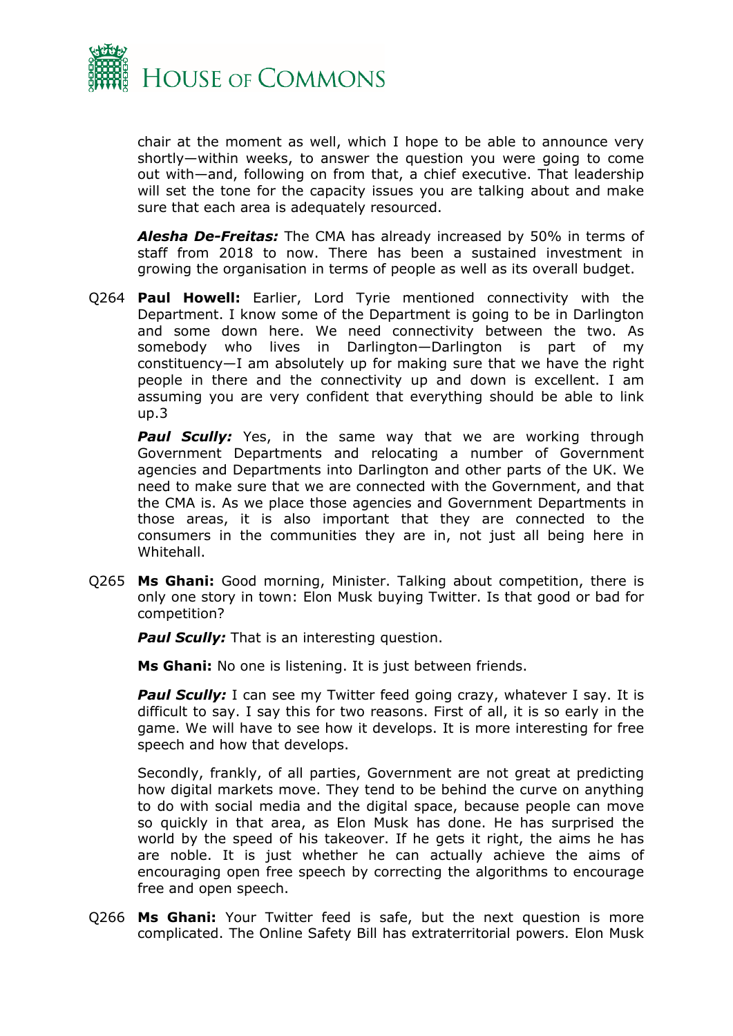chair at the moment as well, which I hope to be able to announce very shortly—within weeks, to answer the question you were going to come out with—and, following on from that, a chief executive. That leadership will set the tone for the capacity issues you are talking about and make sure that each area is adequately resourced.

***Alesha De-Freitas:*** The CMA has already increased by 50% in terms of staff from 2018 to now. There has been a sustained investment in growing the organisation in terms of people as well as its overall budget.

Q264 **Paul Howell:** Earlier, Lord Tyrie mentioned connectivity with the Department. I know some of the Department is going to be in Darlington and some down here. We need connectivity between the two. As somebody who lives in Darlington—Darlington is part of my constituency—I am absolutely up for making sure that we have the right people in there and the connectivity up and down is excellent. I am assuming you are very confident that everything should be able to link up.3

***Paul Scully:*** Yes, in the same way that we are working through Government Departments and relocating a number of Government agencies and Departments into Darlington and other parts of the UK. We need to make sure that we are connected with the Government, and that the CMA is. As we place those agencies and Government Departments in those areas, it is also important that they are connected to the consumers in the communities they are in, not just all being here in Whitehall.

Q265 **Ms Ghani:** Good morning, Minister. Talking about competition, there is only one story in town: Elon Musk buying Twitter. Is that good or bad for competition?

***Paul Scully:*** That is an interesting question.

**Ms Ghani:** No one is listening. It is just between friends.

***Paul Scully:*** I can see my Twitter feed going crazy, whatever I say. It is difficult to say. I say this for two reasons. First of all, it is so early in the game. We will have to see how it develops. It is more interesting for free speech and how that develops.

Secondly, frankly, of all parties, Government are not great at predicting how digital markets move. They tend to be behind the curve on anything to do with social media and the digital space, because people can move so quickly in that area, as Elon Musk has done. He has surprised the world by the speed of his takeover. If he gets it right, the aims he has are noble. It is just whether he can actually achieve the aims of encouraging open free speech by correcting the algorithms to encourage free and open speech.

Q266 **Ms Ghani:** Your Twitter feed is safe, but the next question is more complicated. The Online Safety Bill has extraterritorial powers. Elon Musk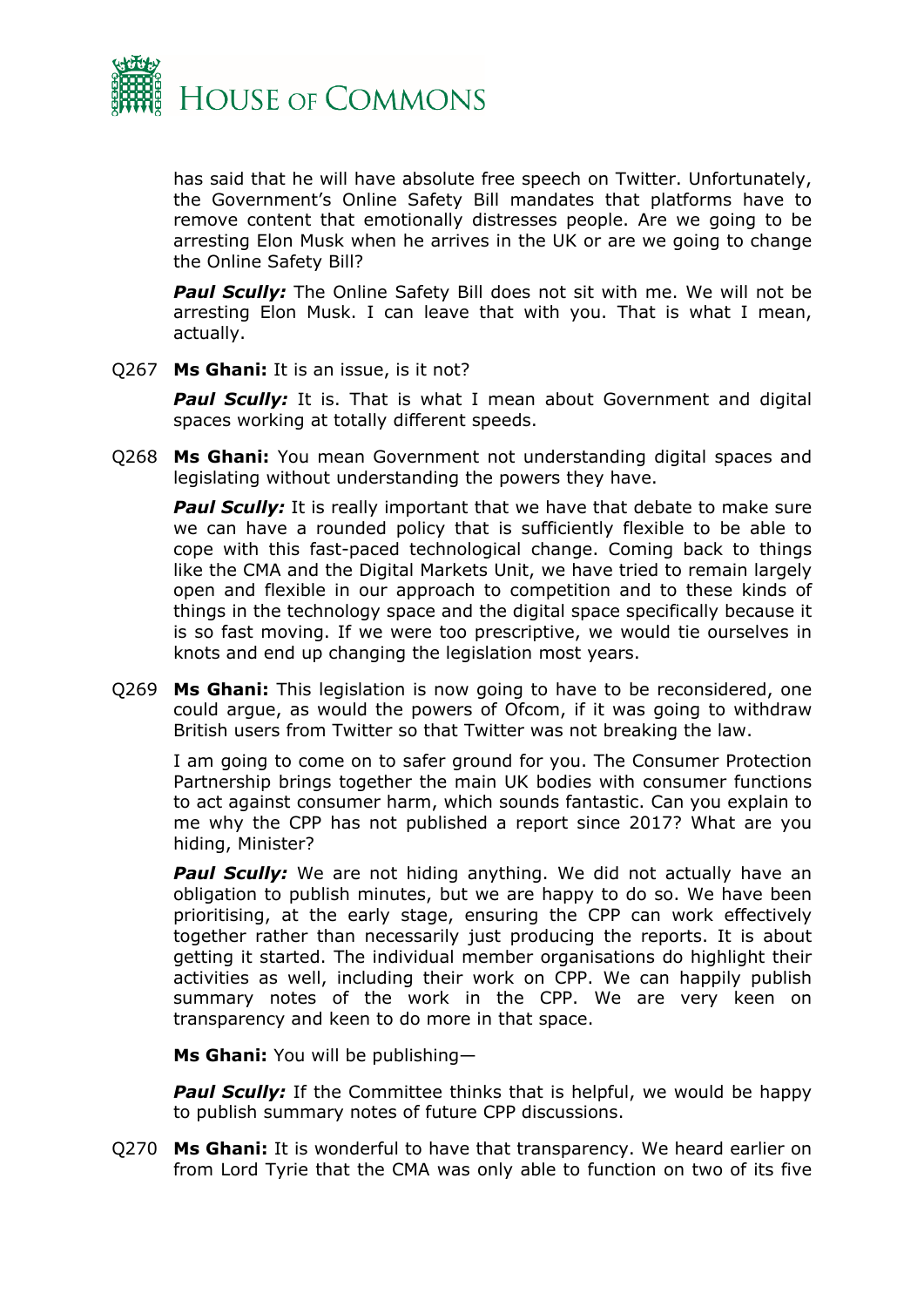has said that he will have absolute free speech on Twitter. Unfortunately, the Government's Online Safety Bill mandates that platforms have to remove content that emotionally distresses people. Are we going to be arresting Elon Musk when he arrives in the UK or are we going to change the Online Safety Bill?

***Paul Scully:*** The Online Safety Bill does not sit with me. We will not be arresting Elon Musk. I can leave that with you. That is what I mean, actually.

Q267 **Ms Ghani:** It is an issue, is it not?

***Paul Scully:*** It is. That is what I mean about Government and digital spaces working at totally different speeds.

Q268 **Ms Ghani:** You mean Government not understanding digital spaces and legislating without understanding the powers they have.

***Paul Scully:*** It is really important that we have that debate to make sure we can have a rounded policy that is sufficiently flexible to be able to cope with this fast-paced technological change. Coming back to things like the CMA and the Digital Markets Unit, we have tried to remain largely open and flexible in our approach to competition and to these kinds of things in the technology space and the digital space specifically because it is so fast moving. If we were too prescriptive, we would tie ourselves in knots and end up changing the legislation most years.

Q269 **Ms Ghani:** This legislation is now going to have to be reconsidered, one could argue, as would the powers of Ofcom, if it was going to withdraw British users from Twitter so that Twitter was not breaking the law.

I am going to come on to safer ground for you. The Consumer Protection Partnership brings together the main UK bodies with consumer functions to act against consumer harm, which sounds fantastic. Can you explain to me why the CPP has not published a report since 2017? What are you hiding, Minister?

***Paul Scully:*** We are not hiding anything. We did not actually have an obligation to publish minutes, but we are happy to do so. We have been prioritising, at the early stage, ensuring the CPP can work effectively together rather than necessarily just producing the reports. It is about getting it started. The individual member organisations do highlight their activities as well, including their work on CPP. We can happily publish summary notes of the work in the CPP. We are very keen on transparency and keen to do more in that space.

**Ms Ghani:** You will be publishing—

***Paul Scully:*** If the Committee thinks that is helpful, we would be happy to publish summary notes of future CPP discussions.

Q270 **Ms Ghani:** It is wonderful to have that transparency. We heard earlier on from Lord Tyrie that the CMA was only able to function on two of its five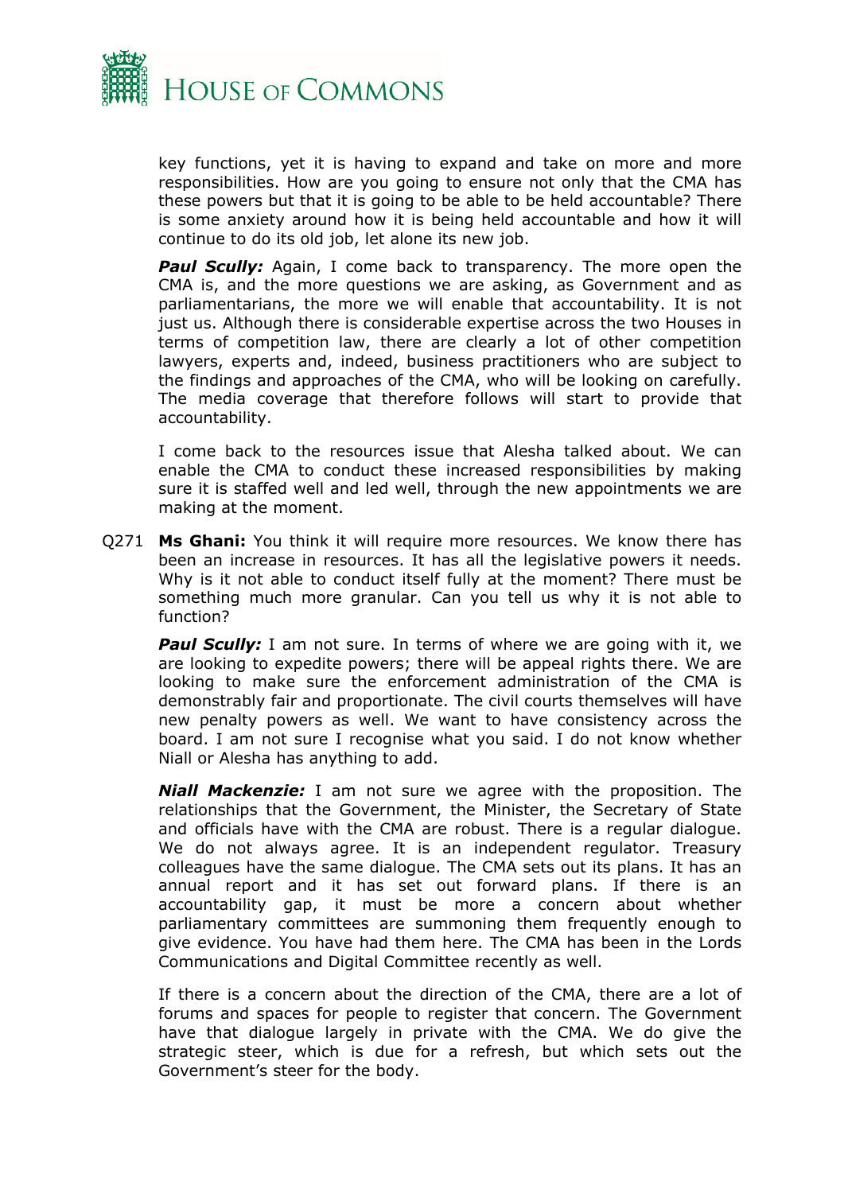key functions, yet it is having to expand and take on more and more responsibilities. How are you going to ensure not only that the CMA has these powers but that it is going to be able to be held accountable? There is some anxiety around how it is being held accountable and how it will continue to do its old job, let alone its new job.

***Paul Scully:*** Again, I come back to transparency. The more open the CMA is, and the more questions we are asking, as Government and as parliamentarians, the more we will enable that accountability. It is not just us. Although there is considerable expertise across the two Houses in terms of competition law, there are clearly a lot of other competition lawyers, experts and, indeed, business practitioners who are subject to the findings and approaches of the CMA, who will be looking on carefully. The media coverage that therefore follows will start to provide that accountability.

I come back to the resources issue that Alesha talked about. We can enable the CMA to conduct these increased responsibilities by making sure it is staffed well and led well, through the new appointments we are making at the moment.

Q271 **Ms Ghani:** You think it will require more resources. We know there has been an increase in resources. It has all the legislative powers it needs. Why is it not able to conduct itself fully at the moment? There must be something much more granular. Can you tell us why it is not able to function?

***Paul Scully:*** I am not sure. In terms of where we are going with it, we are looking to expedite powers; there will be appeal rights there. We are looking to make sure the enforcement administration of the CMA is demonstrably fair and proportionate. The civil courts themselves will have new penalty powers as well. We want to have consistency across the board. I am not sure I recognise what you said. I do not know whether Niall or Alesha has anything to add.

***Niall Mackenzie:*** I am not sure we agree with the proposition. The relationships that the Government, the Minister, the Secretary of State and officials have with the CMA are robust. There is a regular dialogue. We do not always agree. It is an independent regulator. Treasury colleagues have the same dialogue. The CMA sets out its plans. It has an annual report and it has set out forward plans. If there is an accountability gap, it must be more a concern about whether parliamentary committees are summoning them frequently enough to give evidence. You have had them here. The CMA has been in the Lords Communications and Digital Committee recently as well.

If there is a concern about the direction of the CMA, there are a lot of forums and spaces for people to register that concern. The Government have that dialogue largely in private with the CMA. We do give the strategic steer, which is due for a refresh, but which sets out the Government's steer for the body.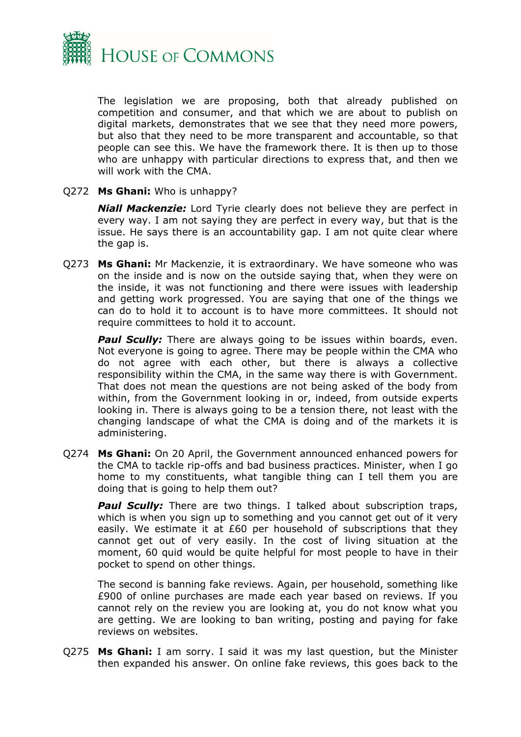The legislation we are proposing, both that already published on competition and consumer, and that which we are about to publish on digital markets, demonstrates that we see that they need more powers, but also that they need to be more transparent and accountable, so that people can see this. We have the framework there. It is then up to those who are unhappy with particular directions to express that, and then we will work with the CMA.

Q272 **Ms Ghani:** Who is unhappy?

***Niall Mackenzie:*** Lord Tyrie clearly does not believe they are perfect in every way. I am not saying they are perfect in every way, but that is the issue. He says there is an accountability gap. I am not quite clear where the gap is.

Q273 **Ms Ghani:** Mr Mackenzie, it is extraordinary. We have someone who was on the inside and is now on the outside saying that, when they were on the inside, it was not functioning and there were issues with leadership and getting work progressed. You are saying that one of the things we can do to hold it to account is to have more committees. It should not require committees to hold it to account.

***Paul Scully:*** There are always going to be issues within boards, even. Not everyone is going to agree. There may be people within the CMA who do not agree with each other, but there is always a collective responsibility within the CMA, in the same way there is with Government. That does not mean the questions are not being asked of the body from within, from the Government looking in or, indeed, from outside experts looking in. There is always going to be a tension there, not least with the changing landscape of what the CMA is doing and of the markets it is administering.

Q274 **Ms Ghani:** On 20 April, the Government announced enhanced powers for the CMA to tackle rip-offs and bad business practices. Minister, when I go home to my constituents, what tangible thing can I tell them you are doing that is going to help them out?

***Paul Scully:*** There are two things. I talked about subscription traps, which is when you sign up to something and you cannot get out of it very easily. We estimate it at £60 per household of subscriptions that they cannot get out of very easily. In the cost of living situation at the moment, 60 quid would be quite helpful for most people to have in their pocket to spend on other things.

The second is banning fake reviews. Again, per household, something like £900 of online purchases are made each year based on reviews. If you cannot rely on the review you are looking at, you do not know what you are getting. We are looking to ban writing, posting and paying for fake reviews on websites.

Q275 **Ms Ghani:** I am sorry. I said it was my last question, but the Minister then expanded his answer. On online fake reviews, this goes back to the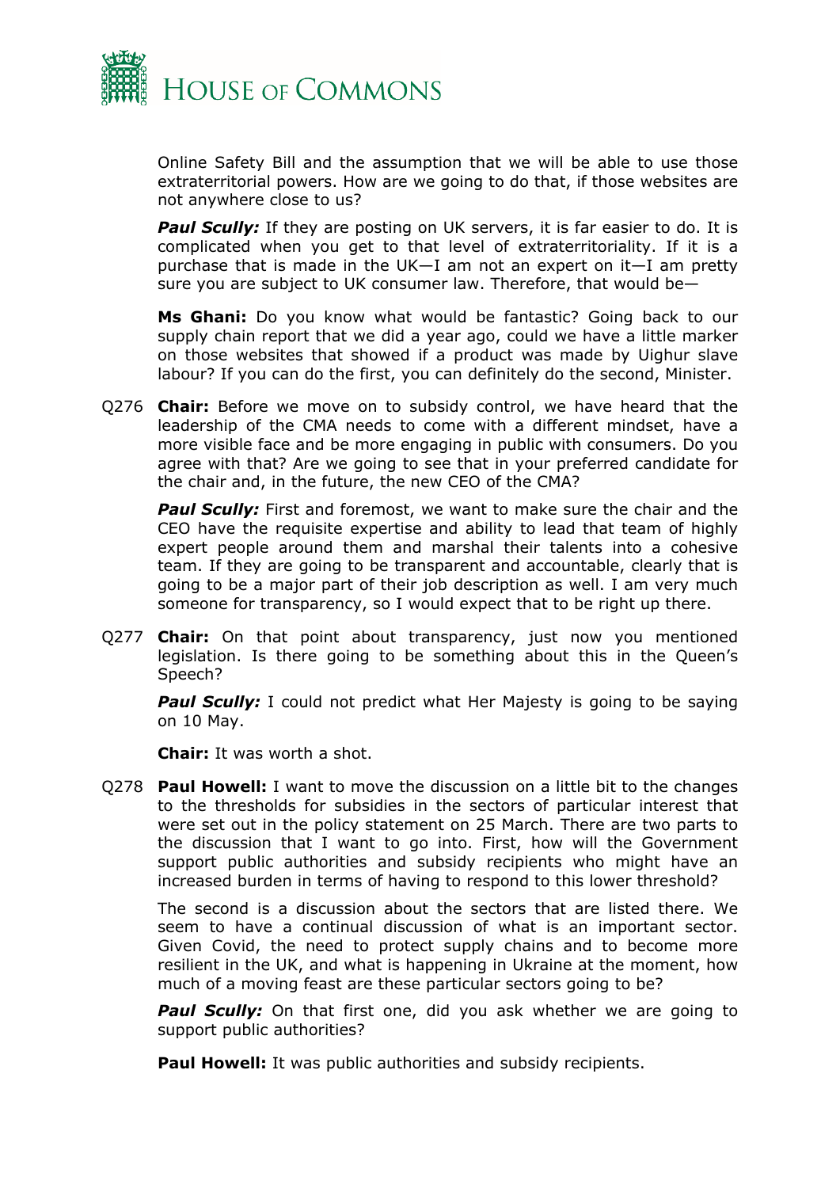Online Safety Bill and the assumption that we will be able to use those extraterritorial powers. How are we going to do that, if those websites are not anywhere close to us?

***Paul Scully:*** If they are posting on UK servers, it is far easier to do. It is complicated when you get to that level of extraterritoriality. If it is a purchase that is made in the UK—I am not an expert on it—I am pretty sure you are subject to UK consumer law. Therefore, that would be—

**Ms Ghani:** Do you know what would be fantastic? Going back to our supply chain report that we did a year ago, could we have a little marker on those websites that showed if a product was made by Uighur slave labour? If you can do the first, you can definitely do the second, Minister.

Q276 **Chair:** Before we move on to subsidy control, we have heard that the leadership of the CMA needs to come with a different mindset, have a more visible face and be more engaging in public with consumers. Do you agree with that? Are we going to see that in your preferred candidate for the chair and, in the future, the new CEO of the CMA?

***Paul Scully:*** First and foremost, we want to make sure the chair and the CEO have the requisite expertise and ability to lead that team of highly expert people around them and marshal their talents into a cohesive team. If they are going to be transparent and accountable, clearly that is going to be a major part of their job description as well. I am very much someone for transparency, so I would expect that to be right up there.

Q277 **Chair:** On that point about transparency, just now you mentioned legislation. Is there going to be something about this in the Queen's Speech?

***Paul Scully:*** I could not predict what Her Majesty is going to be saying on 10 May.

**Chair:** It was worth a shot.

Q278 **Paul Howell:** I want to move the discussion on a little bit to the changes to the thresholds for subsidies in the sectors of particular interest that were set out in the policy statement on 25 March. There are two parts to the discussion that I want to go into. First, how will the Government support public authorities and subsidy recipients who might have an increased burden in terms of having to respond to this lower threshold?

The second is a discussion about the sectors that are listed there. We seem to have a continual discussion of what is an important sector. Given Covid, the need to protect supply chains and to become more resilient in the UK, and what is happening in Ukraine at the moment, how much of a moving feast are these particular sectors going to be?

***Paul Scully:*** On that first one, did you ask whether we are going to support public authorities?

**Paul Howell:** It was public authorities and subsidy recipients.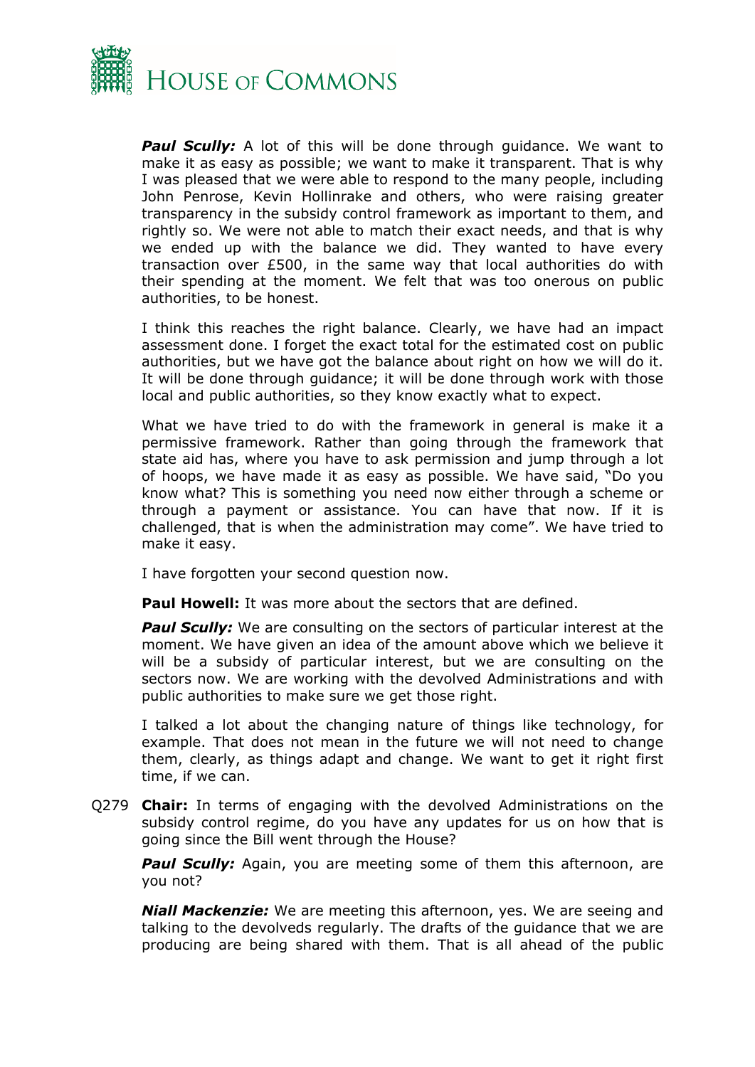***Paul Scully:*** A lot of this will be done through guidance. We want to make it as easy as possible; we want to make it transparent. That is why I was pleased that we were able to respond to the many people, including John Penrose, Kevin Hollinrake and others, who were raising greater transparency in the subsidy control framework as important to them, and rightly so. We were not able to match their exact needs, and that is why we ended up with the balance we did. They wanted to have every transaction over £500, in the same way that local authorities do with their spending at the moment. We felt that was too onerous on public authorities, to be honest.

I think this reaches the right balance. Clearly, we have had an impact assessment done. I forget the exact total for the estimated cost on public authorities, but we have got the balance about right on how we will do it. It will be done through guidance; it will be done through work with those local and public authorities, so they know exactly what to expect.

What we have tried to do with the framework in general is make it a permissive framework. Rather than going through the framework that state aid has, where you have to ask permission and jump through a lot of hoops, we have made it as easy as possible. We have said, "Do you know what? This is something you need now either through a scheme or through a payment or assistance. You can have that now. If it is challenged, that is when the administration may come". We have tried to make it easy.

I have forgotten your second question now.

**Paul Howell:** It was more about the sectors that are defined.

***Paul Scully:*** We are consulting on the sectors of particular interest at the moment. We have given an idea of the amount above which we believe it will be a subsidy of particular interest, but we are consulting on the sectors now. We are working with the devolved Administrations and with public authorities to make sure we get those right.

I talked a lot about the changing nature of things like technology, for example. That does not mean in the future we will not need to change them, clearly, as things adapt and change. We want to get it right first time, if we can.

Q279 **Chair:** In terms of engaging with the devolved Administrations on the subsidy control regime, do you have any updates for us on how that is going since the Bill went through the House?

***Paul Scully:*** Again, you are meeting some of them this afternoon, are you not?

***Niall Mackenzie:*** We are meeting this afternoon, yes. We are seeing and talking to the devolveds regularly. The drafts of the guidance that we are producing are being shared with them. That is all ahead of the public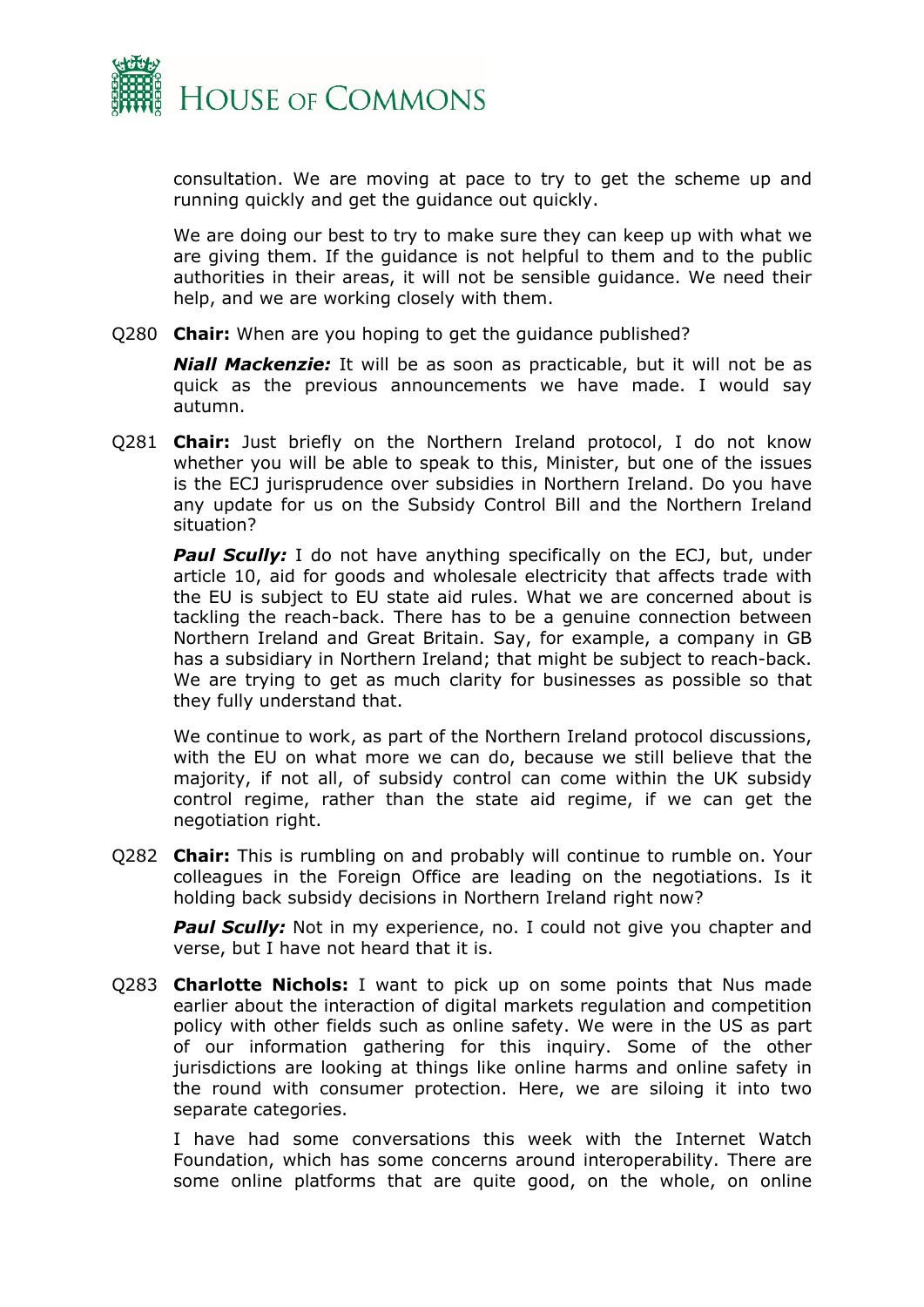consultation. We are moving at pace to try to get the scheme up and running quickly and get the guidance out quickly.

We are doing our best to try to make sure they can keep up with what we are giving them. If the guidance is not helpful to them and to the public authorities in their areas, it will not be sensible guidance. We need their help, and we are working closely with them.

Q280 **Chair:** When are you hoping to get the guidance published?

***Niall Mackenzie:*** It will be as soon as practicable, but it will not be as quick as the previous announcements we have made. I would say autumn.

Q281 **Chair:** Just briefly on the Northern Ireland protocol, I do not know whether you will be able to speak to this, Minister, but one of the issues is the ECJ jurisprudence over subsidies in Northern Ireland. Do you have any update for us on the Subsidy Control Bill and the Northern Ireland situation?

***Paul Scully:*** I do not have anything specifically on the ECJ, but, under article 10, aid for goods and wholesale electricity that affects trade with the EU is subject to EU state aid rules. What we are concerned about is tackling the reach-back. There has to be a genuine connection between Northern Ireland and Great Britain. Say, for example, a company in GB has a subsidiary in Northern Ireland; that might be subject to reach-back. We are trying to get as much clarity for businesses as possible so that they fully understand that.

We continue to work, as part of the Northern Ireland protocol discussions, with the EU on what more we can do, because we still believe that the majority, if not all, of subsidy control can come within the UK subsidy control regime, rather than the state aid regime, if we can get the negotiation right.

Q282 **Chair:** This is rumbling on and probably will continue to rumble on. Your colleagues in the Foreign Office are leading on the negotiations. Is it holding back subsidy decisions in Northern Ireland right now?

***Paul Scully:*** Not in my experience, no. I could not give you chapter and verse, but I have not heard that it is.

Q283 **Charlotte Nichols:** I want to pick up on some points that Nus made earlier about the interaction of digital markets regulation and competition policy with other fields such as online safety. We were in the US as part of our information gathering for this inquiry. Some of the other jurisdictions are looking at things like online harms and online safety in the round with consumer protection. Here, we are siloing it into two separate categories.

I have had some conversations this week with the Internet Watch Foundation, which has some concerns around interoperability. There are some online platforms that are quite good, on the whole, on online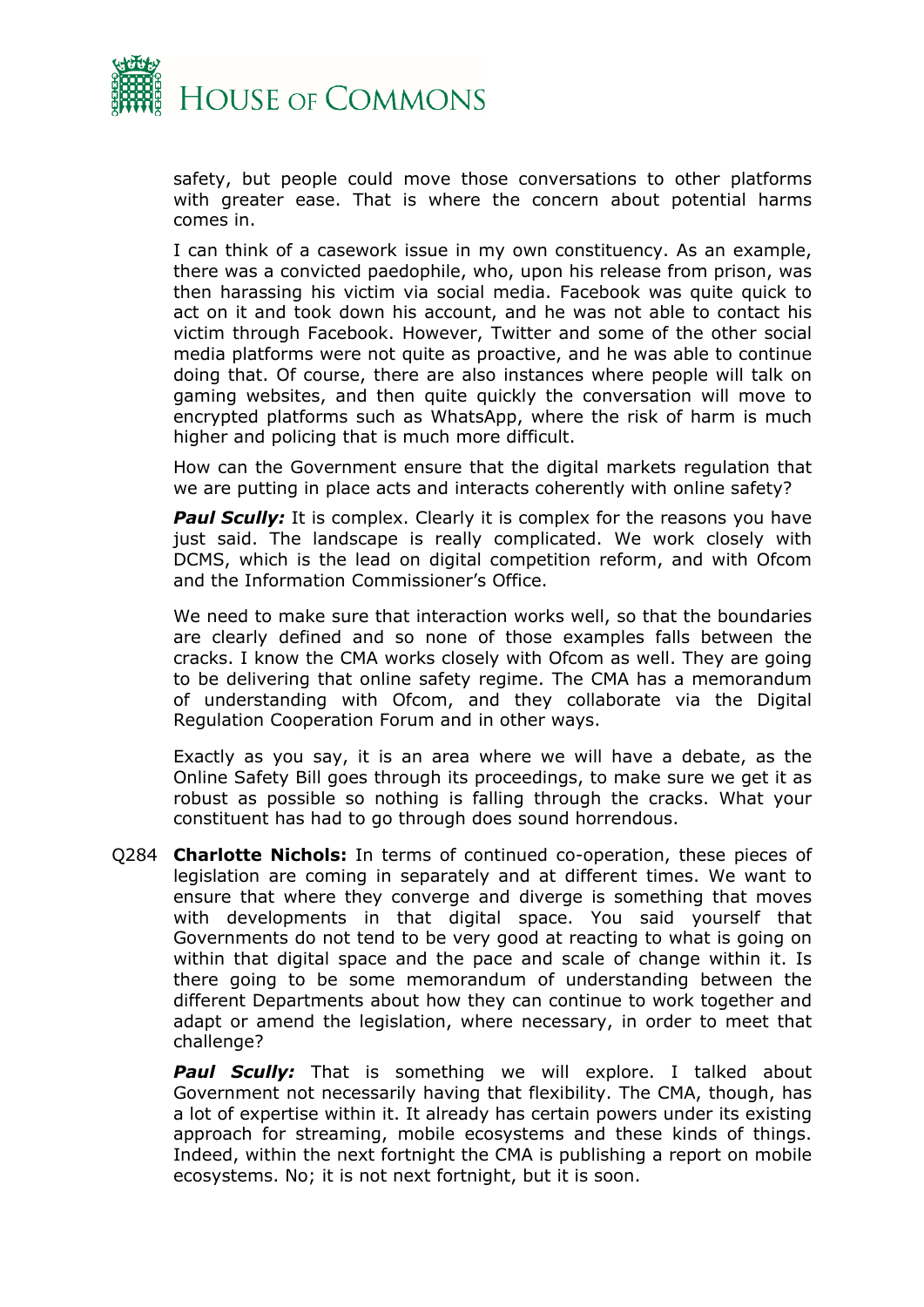safety, but people could move those conversations to other platforms with greater ease. That is where the concern about potential harms comes in.

I can think of a casework issue in my own constituency. As an example, there was a convicted paedophile, who, upon his release from prison, was then harassing his victim via social media. Facebook was quite quick to act on it and took down his account, and he was not able to contact his victim through Facebook. However, Twitter and some of the other social media platforms were not quite as proactive, and he was able to continue doing that. Of course, there are also instances where people will talk on gaming websites, and then quite quickly the conversation will move to encrypted platforms such as WhatsApp, where the risk of harm is much higher and policing that is much more difficult.

How can the Government ensure that the digital markets regulation that we are putting in place acts and interacts coherently with online safety?

***Paul Scully:*** It is complex. Clearly it is complex for the reasons you have just said. The landscape is really complicated. We work closely with DCMS, which is the lead on digital competition reform, and with Ofcom and the Information Commissioner's Office.

We need to make sure that interaction works well, so that the boundaries are clearly defined and so none of those examples falls between the cracks. I know the CMA works closely with Ofcom as well. They are going to be delivering that online safety regime. The CMA has a memorandum of understanding with Ofcom, and they collaborate via the Digital Regulation Cooperation Forum and in other ways.

Exactly as you say, it is an area where we will have a debate, as the Online Safety Bill goes through its proceedings, to make sure we get it as robust as possible so nothing is falling through the cracks. What your constituent has had to go through does sound horrendous.

Q284 **Charlotte Nichols:** In terms of continued co-operation, these pieces of legislation are coming in separately and at different times. We want to ensure that where they converge and diverge is something that moves with developments in that digital space. You said yourself that Governments do not tend to be very good at reacting to what is going on within that digital space and the pace and scale of change within it. Is there going to be some memorandum of understanding between the different Departments about how they can continue to work together and adapt or amend the legislation, where necessary, in order to meet that challenge?

***Paul Scully:*** That is something we will explore. I talked about Government not necessarily having that flexibility. The CMA, though, has a lot of expertise within it. It already has certain powers under its existing approach for streaming, mobile ecosystems and these kinds of things. Indeed, within the next fortnight the CMA is publishing a report on mobile ecosystems. No; it is not next fortnight, but it is soon.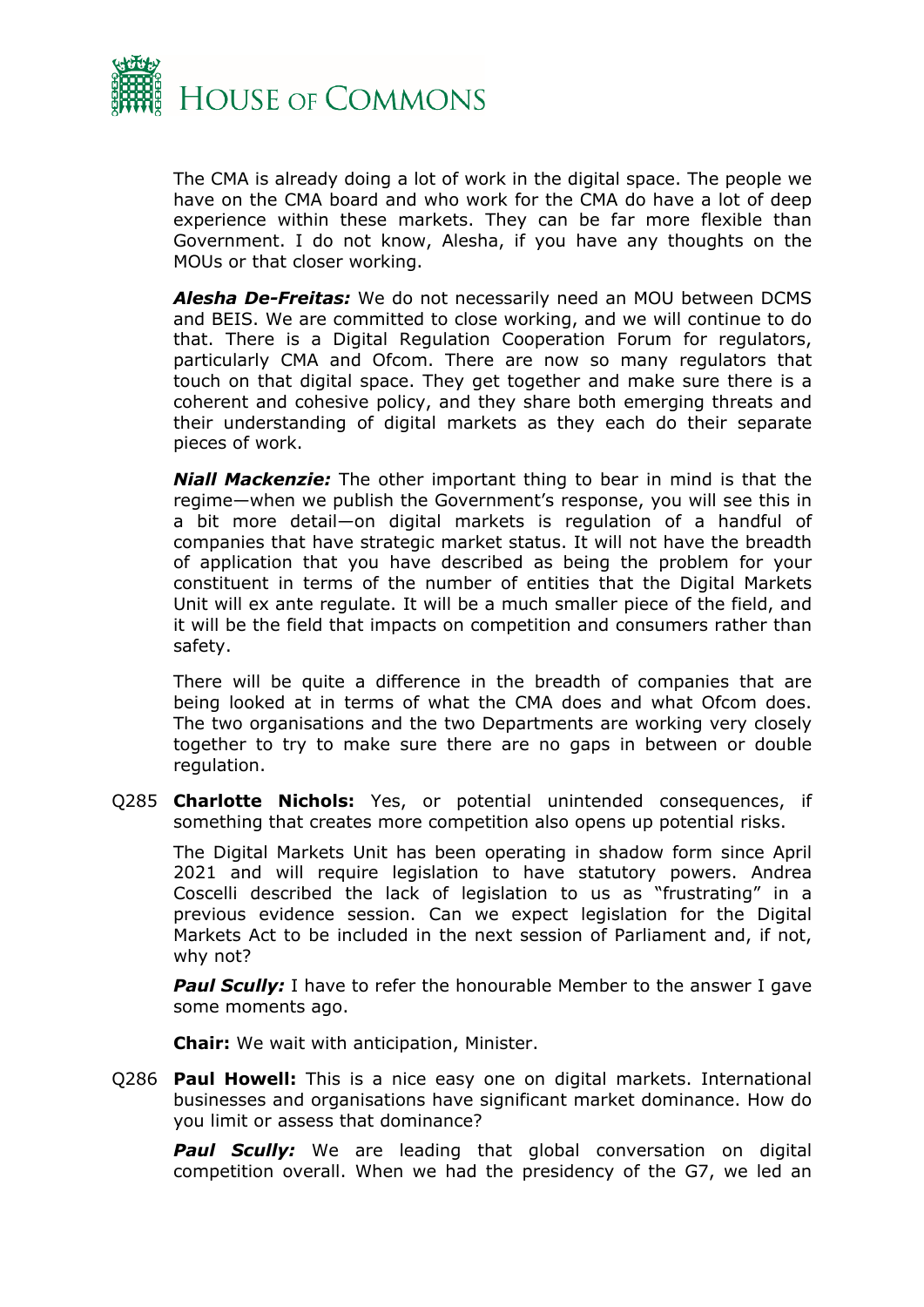The CMA is already doing a lot of work in the digital space. The people we have on the CMA board and who work for the CMA do have a lot of deep experience within these markets. They can be far more flexible than Government. I do not know, Alesha, if you have any thoughts on the MOUs or that closer working.

***Alesha De-Freitas:*** We do not necessarily need an MOU between DCMS and BEIS. We are committed to close working, and we will continue to do that. There is a Digital Regulation Cooperation Forum for regulators, particularly CMA and Ofcom. There are now so many regulators that touch on that digital space. They get together and make sure there is a coherent and cohesive policy, and they share both emerging threats and their understanding of digital markets as they each do their separate pieces of work.

***Niall Mackenzie:*** The other important thing to bear in mind is that the regime—when we publish the Government's response, you will see this in a bit more detail—on digital markets is regulation of a handful of companies that have strategic market status. It will not have the breadth of application that you have described as being the problem for your constituent in terms of the number of entities that the Digital Markets Unit will ex ante regulate. It will be a much smaller piece of the field, and it will be the field that impacts on competition and consumers rather than safety.

There will be quite a difference in the breadth of companies that are being looked at in terms of what the CMA does and what Ofcom does. The two organisations and the two Departments are working very closely together to try to make sure there are no gaps in between or double regulation.

Q285 **Charlotte Nichols:** Yes, or potential unintended consequences, if something that creates more competition also opens up potential risks.

The Digital Markets Unit has been operating in shadow form since April 2021 and will require legislation to have statutory powers. Andrea Coscelli described the lack of legislation to us as "frustrating" in a previous evidence session. Can we expect legislation for the Digital Markets Act to be included in the next session of Parliament and, if not, why not?

***Paul Scully:*** I have to refer the honourable Member to the answer I gave some moments ago.

**Chair:** We wait with anticipation, Minister.

Q286 **Paul Howell:** This is a nice easy one on digital markets. International businesses and organisations have significant market dominance. How do you limit or assess that dominance?

***Paul Scully:*** We are leading that global conversation on digital competition overall. When we had the presidency of the G7, we led an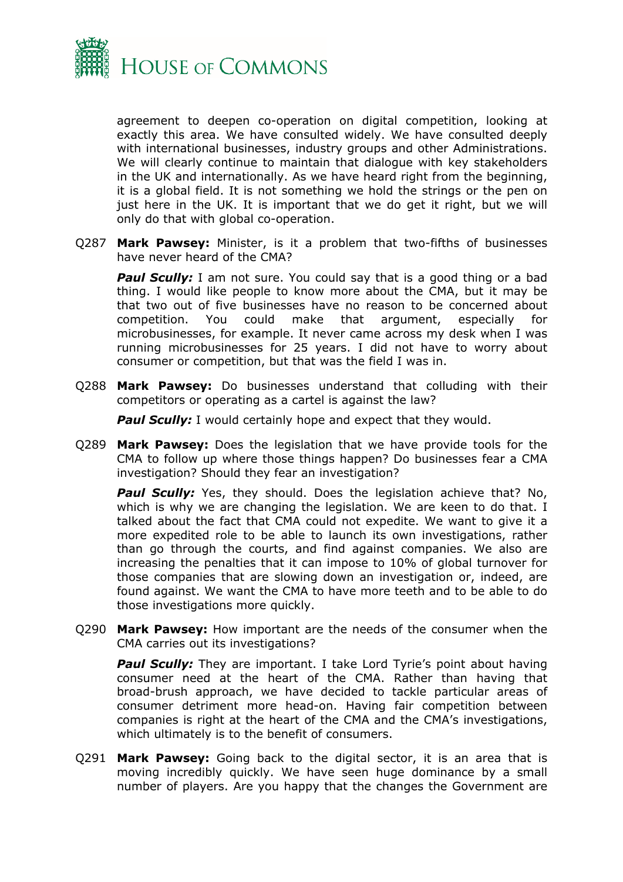agreement to deepen co-operation on digital competition, looking at exactly this area. We have consulted widely. We have consulted deeply with international businesses, industry groups and other Administrations. We will clearly continue to maintain that dialogue with key stakeholders in the UK and internationally. As we have heard right from the beginning, it is a global field. It is not something we hold the strings or the pen on just here in the UK. It is important that we do get it right, but we will only do that with global co-operation.

Q287 **Mark Pawsey:** Minister, is it a problem that two-fifths of businesses have never heard of the CMA?

***Paul Scully:*** I am not sure. You could say that is a good thing or a bad thing. I would like people to know more about the CMA, but it may be that two out of five businesses have no reason to be concerned about competition. You could make that argument, especially for microbusinesses, for example. It never came across my desk when I was running microbusinesses for 25 years. I did not have to worry about consumer or competition, but that was the field I was in.

Q288 **Mark Pawsey:** Do businesses understand that colluding with their competitors or operating as a cartel is against the law?

***Paul Scully:*** I would certainly hope and expect that they would.

Q289 **Mark Pawsey:** Does the legislation that we have provide tools for the CMA to follow up where those things happen? Do businesses fear a CMA investigation? Should they fear an investigation?

***Paul Scully:*** Yes, they should. Does the legislation achieve that? No, which is why we are changing the legislation. We are keen to do that. I talked about the fact that CMA could not expedite. We want to give it a more expedited role to be able to launch its own investigations, rather than go through the courts, and find against companies. We also are increasing the penalties that it can impose to 10% of global turnover for those companies that are slowing down an investigation or, indeed, are found against. We want the CMA to have more teeth and to be able to do those investigations more quickly.

Q290 **Mark Pawsey:** How important are the needs of the consumer when the CMA carries out its investigations?

***Paul Scully:*** They are important. I take Lord Tyrie's point about having consumer need at the heart of the CMA. Rather than having that broad-brush approach, we have decided to tackle particular areas of consumer detriment more head-on. Having fair competition between companies is right at the heart of the CMA and the CMA's investigations, which ultimately is to the benefit of consumers.

Q291 **Mark Pawsey:** Going back to the digital sector, it is an area that is moving incredibly quickly. We have seen huge dominance by a small number of players. Are you happy that the changes the Government are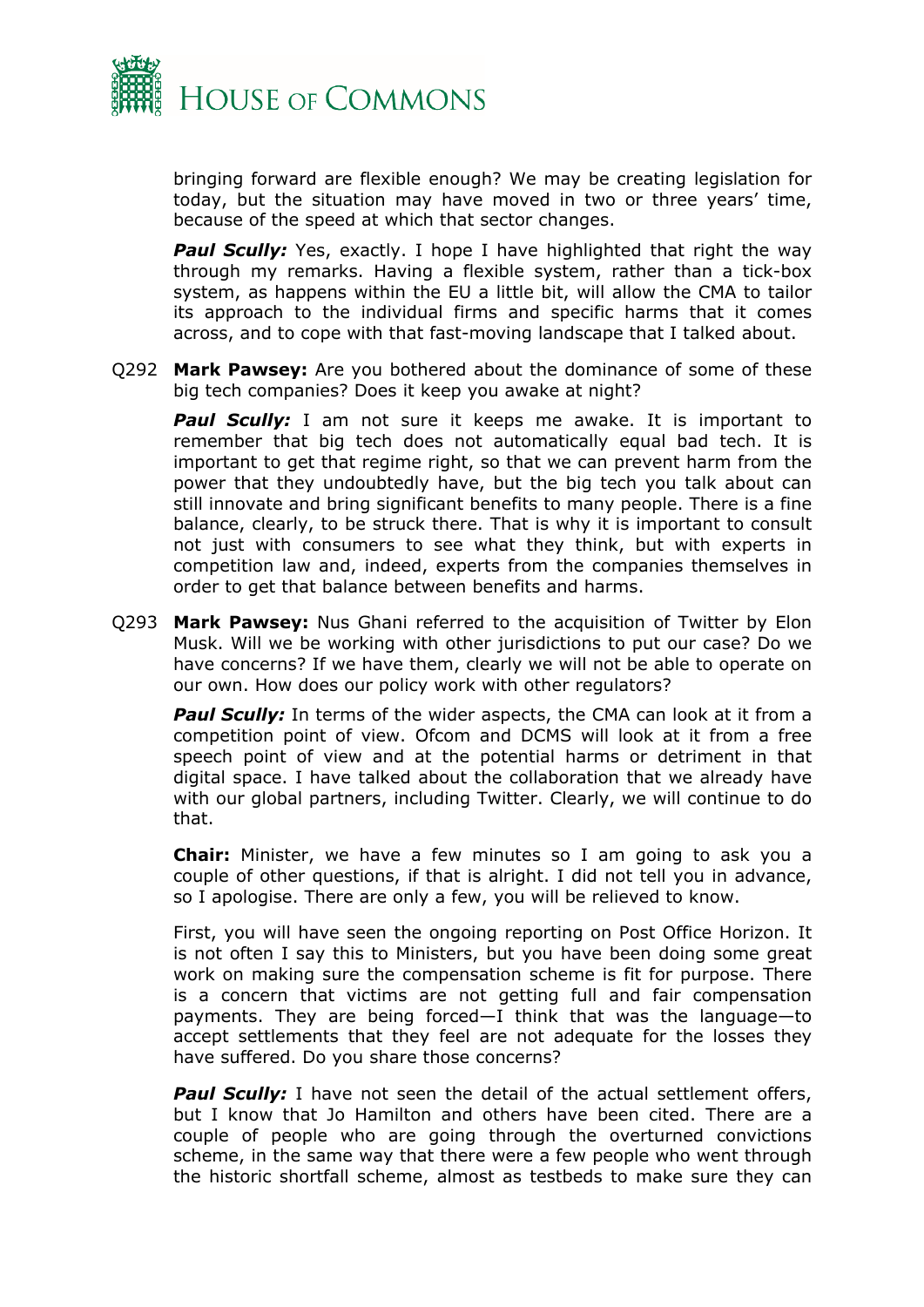bringing forward are flexible enough? We may be creating legislation for today, but the situation may have moved in two or three years' time, because of the speed at which that sector changes.

***Paul Scully:*** Yes, exactly. I hope I have highlighted that right the way through my remarks. Having a flexible system, rather than a tick-box system, as happens within the EU a little bit, will allow the CMA to tailor its approach to the individual firms and specific harms that it comes across, and to cope with that fast-moving landscape that I talked about.

Q292 **Mark Pawsey:** Are you bothered about the dominance of some of these big tech companies? Does it keep you awake at night?

***Paul Scully:*** I am not sure it keeps me awake. It is important to remember that big tech does not automatically equal bad tech. It is important to get that regime right, so that we can prevent harm from the power that they undoubtedly have, but the big tech you talk about can still innovate and bring significant benefits to many people. There is a fine balance, clearly, to be struck there. That is why it is important to consult not just with consumers to see what they think, but with experts in competition law and, indeed, experts from the companies themselves in order to get that balance between benefits and harms.

Q293 **Mark Pawsey:** Nus Ghani referred to the acquisition of Twitter by Elon Musk. Will we be working with other jurisdictions to put our case? Do we have concerns? If we have them, clearly we will not be able to operate on our own. How does our policy work with other regulators?

***Paul Scully:*** In terms of the wider aspects, the CMA can look at it from a competition point of view. Ofcom and DCMS will look at it from a free speech point of view and at the potential harms or detriment in that digital space. I have talked about the collaboration that we already have with our global partners, including Twitter. Clearly, we will continue to do that.

**Chair:** Minister, we have a few minutes so I am going to ask you a couple of other questions, if that is alright. I did not tell you in advance, so I apologise. There are only a few, you will be relieved to know.

First, you will have seen the ongoing reporting on Post Office Horizon. It is not often I say this to Ministers, but you have been doing some great work on making sure the compensation scheme is fit for purpose. There is a concern that victims are not getting full and fair compensation payments. They are being forced—I think that was the language—to accept settlements that they feel are not adequate for the losses they have suffered. Do you share those concerns?

***Paul Scully:*** I have not seen the detail of the actual settlement offers, but I know that Jo Hamilton and others have been cited. There are a couple of people who are going through the overturned convictions scheme, in the same way that there were a few people who went through the historic shortfall scheme, almost as testbeds to make sure they can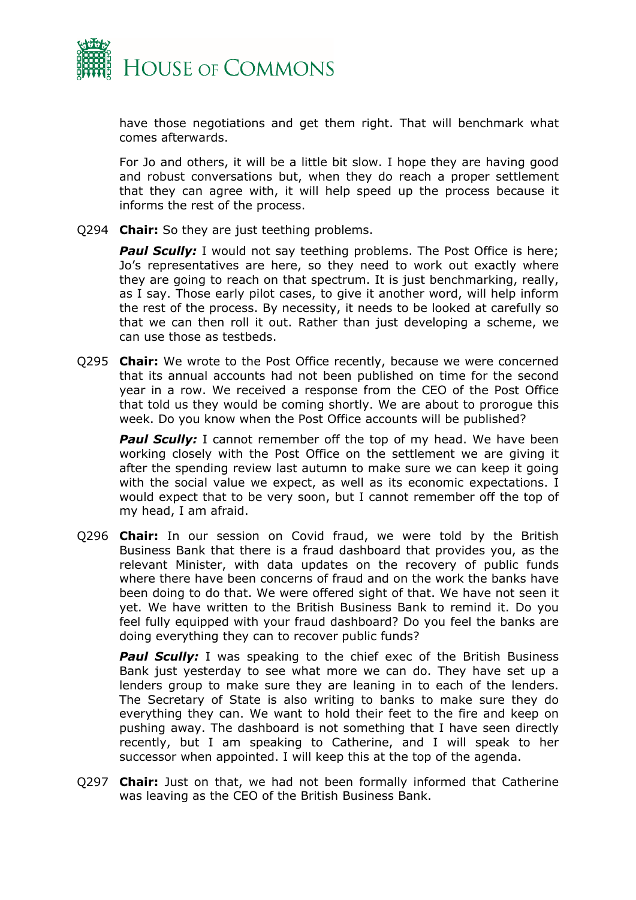have those negotiations and get them right. That will benchmark what comes afterwards.

For Jo and others, it will be a little bit slow. I hope they are having good and robust conversations but, when they do reach a proper settlement that they can agree with, it will help speed up the process because it informs the rest of the process.

Q294 **Chair:** So they are just teething problems.

***Paul Scully:*** I would not say teething problems. The Post Office is here; Jo's representatives are here, so they need to work out exactly where they are going to reach on that spectrum. It is just benchmarking, really, as I say. Those early pilot cases, to give it another word, will help inform the rest of the process. By necessity, it needs to be looked at carefully so that we can then roll it out. Rather than just developing a scheme, we can use those as testbeds.

Q295 **Chair:** We wrote to the Post Office recently, because we were concerned that its annual accounts had not been published on time for the second year in a row. We received a response from the CEO of the Post Office that told us they would be coming shortly. We are about to prorogue this week. Do you know when the Post Office accounts will be published?

***Paul Scully:*** I cannot remember off the top of my head. We have been working closely with the Post Office on the settlement we are giving it after the spending review last autumn to make sure we can keep it going with the social value we expect, as well as its economic expectations. I would expect that to be very soon, but I cannot remember off the top of my head, I am afraid.

Q296 **Chair:** In our session on Covid fraud, we were told by the British Business Bank that there is a fraud dashboard that provides you, as the relevant Minister, with data updates on the recovery of public funds where there have been concerns of fraud and on the work the banks have been doing to do that. We were offered sight of that. We have not seen it yet. We have written to the British Business Bank to remind it. Do you feel fully equipped with your fraud dashboard? Do you feel the banks are doing everything they can to recover public funds?

***Paul Scully:*** I was speaking to the chief exec of the British Business Bank just yesterday to see what more we can do. They have set up a lenders group to make sure they are leaning in to each of the lenders. The Secretary of State is also writing to banks to make sure they do everything they can. We want to hold their feet to the fire and keep on pushing away. The dashboard is not something that I have seen directly recently, but I am speaking to Catherine, and I will speak to her successor when appointed. I will keep this at the top of the agenda.

Q297 **Chair:** Just on that, we had not been formally informed that Catherine was leaving as the CEO of the British Business Bank.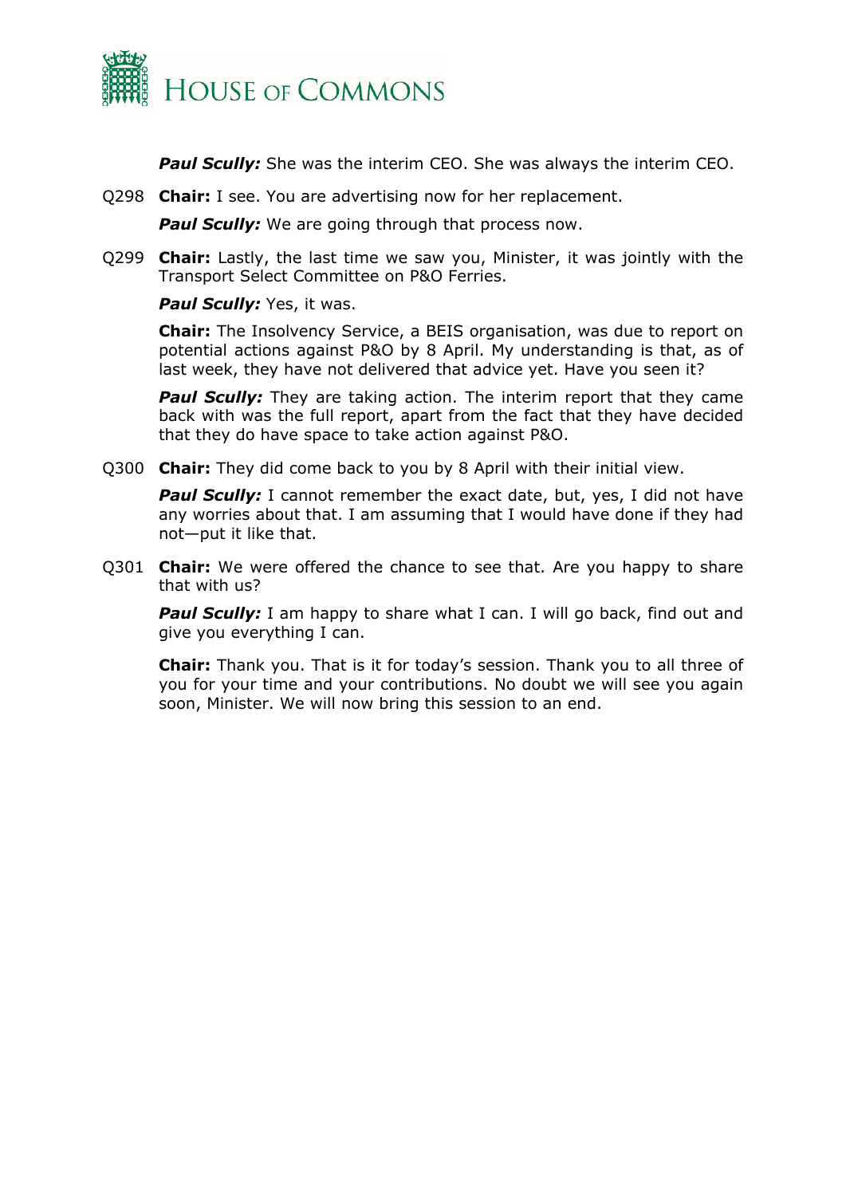***Paul Scully:*** She was the interim CEO. She was always the interim CEO.

Q298 **Chair:** I see. You are advertising now for her replacement.

***Paul Scully:*** We are going through that process now.

Q299 **Chair:** Lastly, the last time we saw you, Minister, it was jointly with the Transport Select Committee on P&O Ferries.

***Paul Scully:*** Yes, it was.

**Chair:** The Insolvency Service, a BEIS organisation, was due to report on potential actions against P&O by 8 April. My understanding is that, as of last week, they have not delivered that advice yet. Have you seen it?

***Paul Scully:*** They are taking action. The interim report that they came back with was the full report, apart from the fact that they have decided that they do have space to take action against P&O.

Q300 **Chair:** They did come back to you by 8 April with their initial view.

***Paul Scully:*** I cannot remember the exact date, but, yes, I did not have any worries about that. I am assuming that I would have done if they had not—put it like that.

Q301 **Chair:** We were offered the chance to see that. Are you happy to share that with us?

***Paul Scully:*** I am happy to share what I can. I will go back, find out and give you everything I can.

**Chair:** Thank you. That is it for today's session. Thank you to all three of you for your time and your contributions. No doubt we will see you again soon, Minister. We will now bring this session to an end.